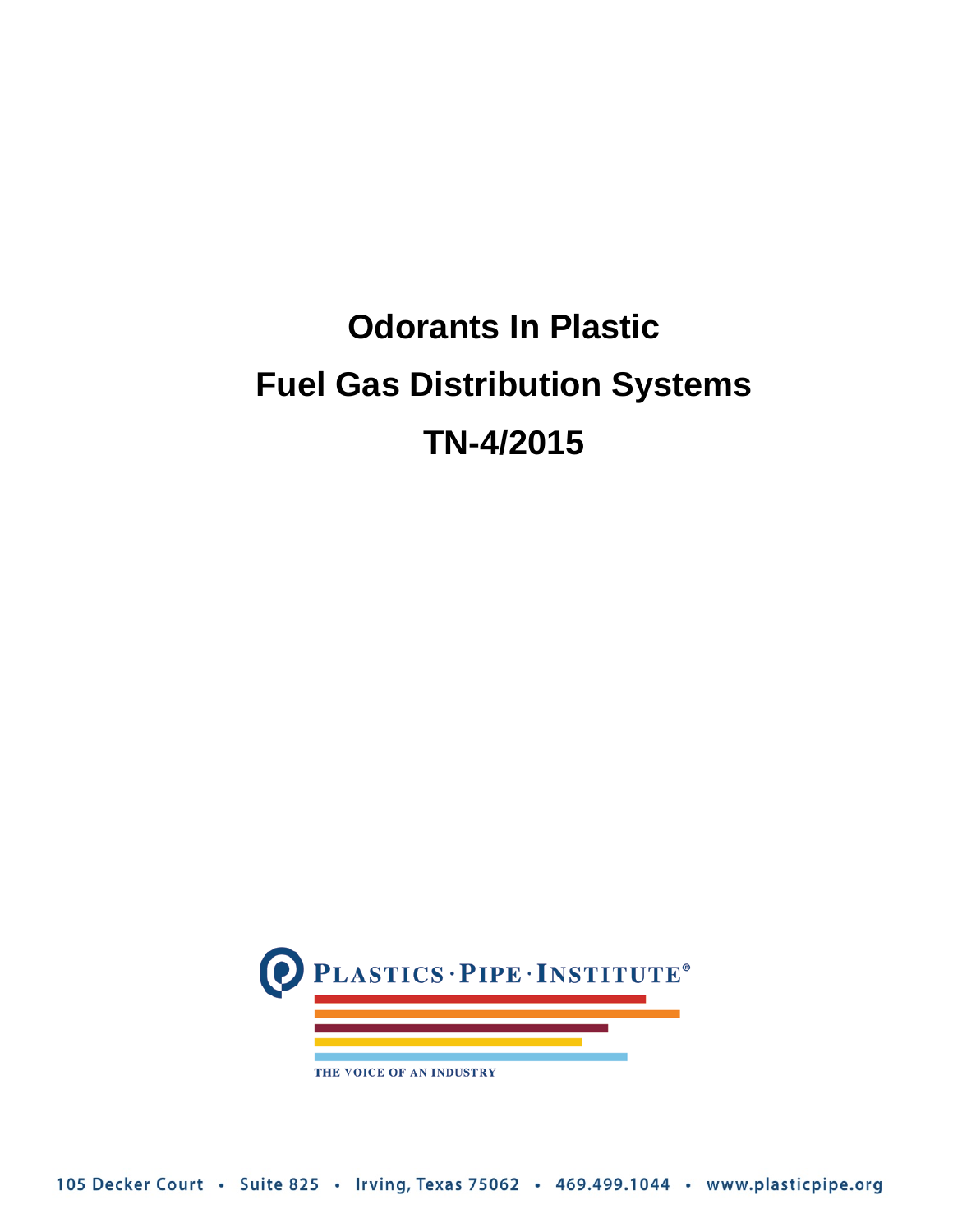# Odorants In Plastic Fuel Gas Distribution Systems

# TN-4/2015

PLASTICS · PIPE · INSTITUTE®

THE VOICE OF AN INDUSTRY

105 Decker Court • Suite 825 • Irving, Texas 75062 • 469.499.1044 • www.plasticpipe.org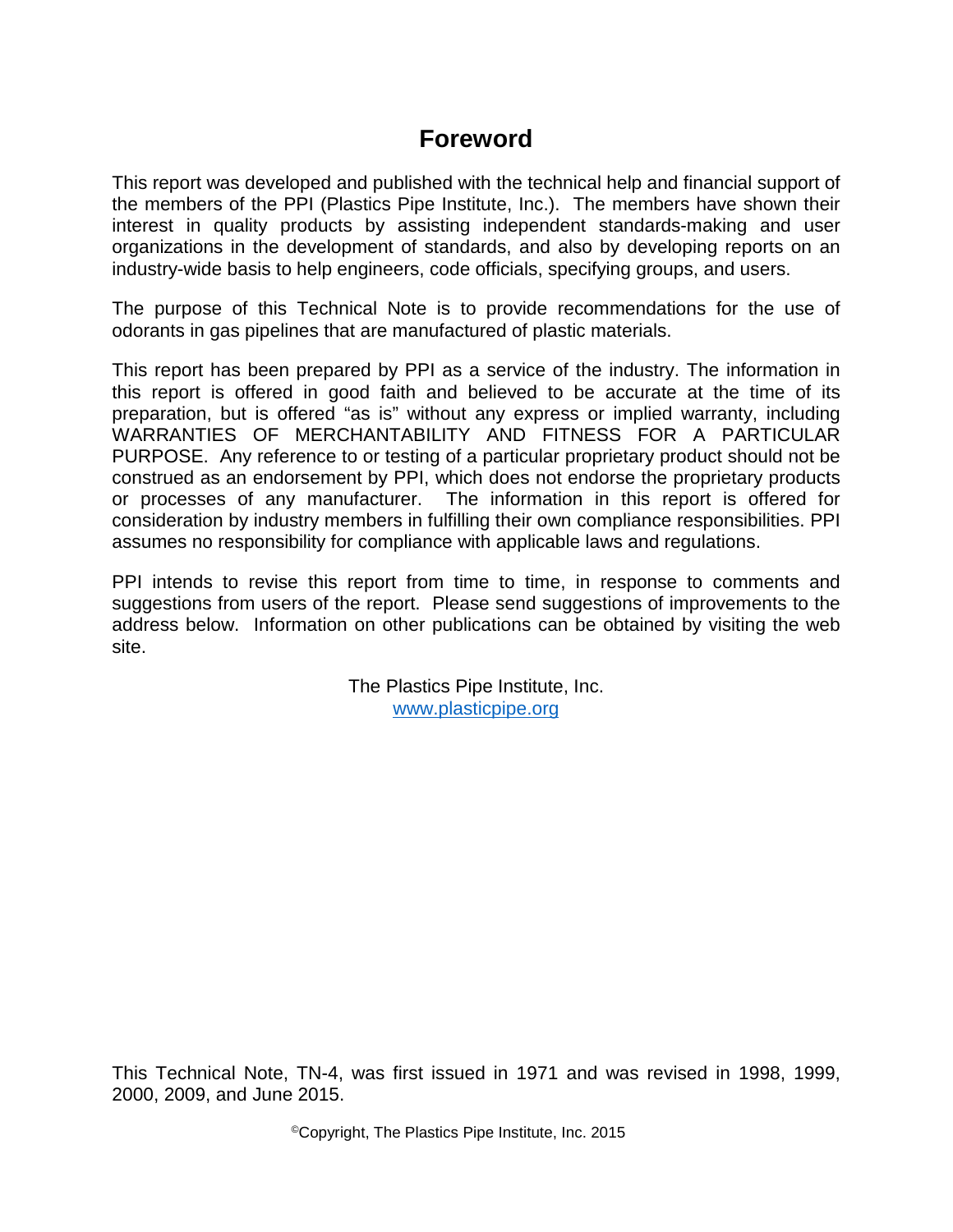# Foreword

This report was developed and published with the technical help and financial support of the members of the PPI (Plastics Pipe Institute, Inc.). The members have shown their interest in quality products by assisting independent standards-making and user organizations in the development of standards, and also by developing reports on an industry-wide basis to help engineers, code officials, specifying groups, and users.

The purpose of this Technical Note is to provide recommendations for the use of odorants in gas pipelines that are manufactured of plastic materials.

This report has been prepared by PPI as a service of the industry. The information in this report is offered in good faith and believed to be accurate at the time of its preparation, but is offered "as is" without any express or implied warranty, including WARRANTIES OF MERCHANTABILITY AND FITNESS FOR A PARTICULAR PURPOSE. Any reference to or testing of a particular proprietary product should not be construed as an endorsement by PPI, which does not endorse the proprietary products or processes of any manufacturer. The information in this report is offered for consideration by industry members in fulfilling their own compliance responsibilities. PPI assumes no responsibility for compliance with applicable laws and regulations.

PPI intends to revise this report from time to time, in response to comments and suggestions from users of the report. Please send suggestions of improvements to the address below. Information on other publications can be obtained by visiting the web site.

The Plastics Pipe Institute, Inc.
www.plasticpipe.org

This Technical Note, TN-4, was first issued in 1971 and was revised in 1998, 1999, 2000, 2009, and June 2015.

©Copyright, The Plastics Pipe Institute, Inc. 2015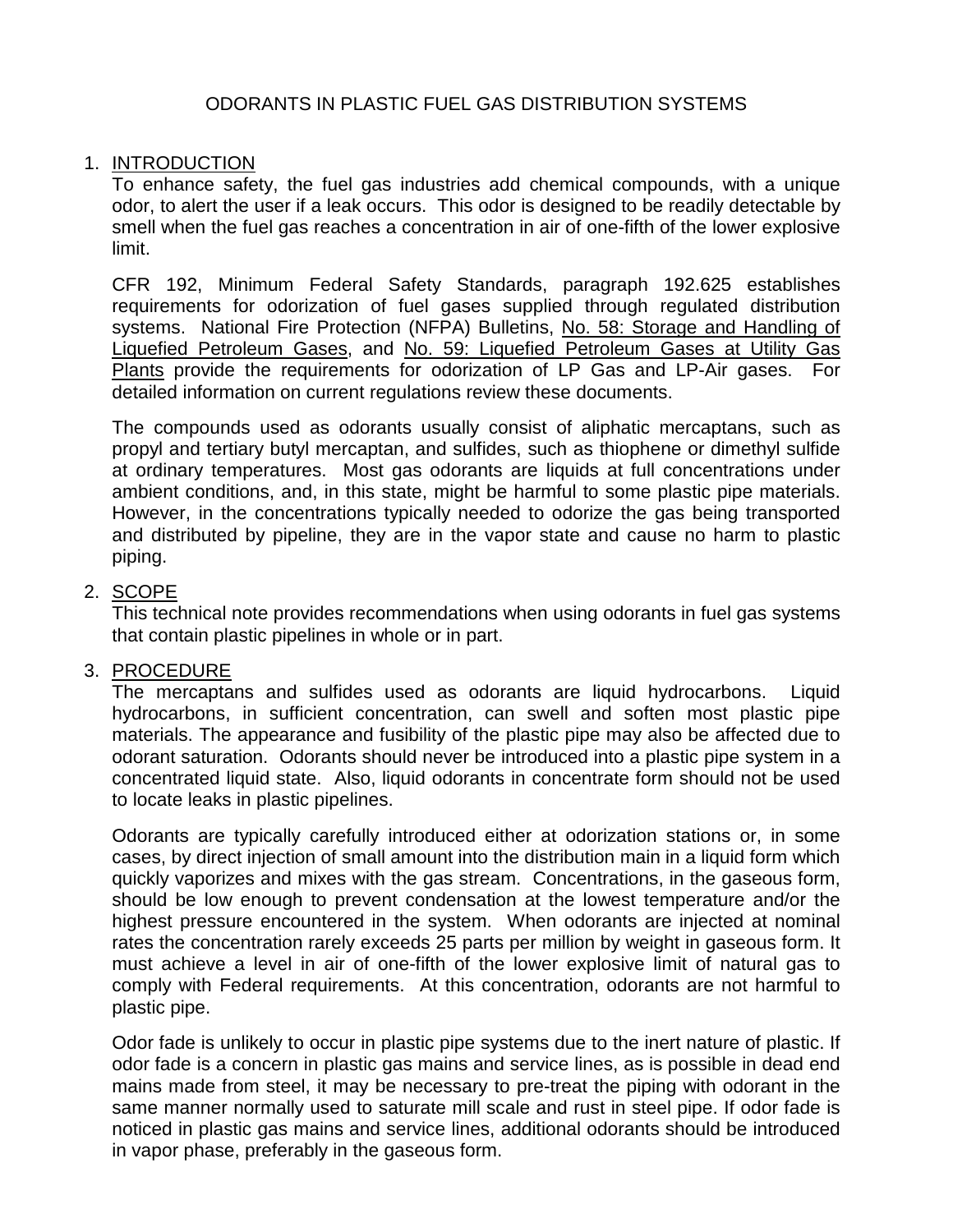# ODORANTS IN PLASTIC FUEL GAS DISTRIBUTION SYSTEMS

## 1. INTRODUCTION

To enhance safety, the fuel gas industries add chemical compounds, with a unique odor, to alert the user if a leak occurs. This odor is designed to be readily detectable by smell when the fuel gas reaches a concentration in air of one-fifth of the lower explosive limit.

CFR 192, Minimum Federal Safety Standards, paragraph 192.625 establishes requirements for odorization of fuel gases supplied through regulated distribution systems. National Fire Protection (NFPA) Bulletins, No. 58: Storage and Handling of Liquefied Petroleum Gases, and No. 59: Liquefied Petroleum Gases at Utility Gas Plants provide the requirements for odorization of LP Gas and LP-Air gases. For detailed information on current regulations review these documents.

The compounds used as odorants usually consist of aliphatic mercaptans, such as propyl and tertiary butyl mercaptan, and sulfides, such as thiophene or dimethyl sulfide at ordinary temperatures. Most gas odorants are liquids at full concentrations under ambient conditions, and, in this state, might be harmful to some plastic pipe materials. However, in the concentrations typically needed to odorize the gas being transported and distributed by pipeline, they are in the vapor state and cause no harm to plastic piping.

## 2. SCOPE

This technical note provides recommendations when using odorants in fuel gas systems that contain plastic pipelines in whole or in part.

## 3. PROCEDURE

The mercaptans and sulfides used as odorants are liquid hydrocarbons. Liquid hydrocarbons, in sufficient concentration, can swell and soften most plastic pipe materials. The appearance and fusibility of the plastic pipe may also be affected due to odorant saturation. Odorants should never be introduced into a plastic pipe system in a concentrated liquid state. Also, liquid odorants in concentrate form should not be used to locate leaks in plastic pipelines.

Odorants are typically carefully introduced either at odorization stations or, in some cases, by direct injection of small amount into the distribution main in a liquid form which quickly vaporizes and mixes with the gas stream. Concentrations, in the gaseous form, should be low enough to prevent condensation at the lowest temperature and/or the highest pressure encountered in the system. When odorants are injected at nominal rates the concentration rarely exceeds 25 parts per million by weight in gaseous form. It must achieve a level in air of one-fifth of the lower explosive limit of natural gas to comply with Federal requirements. At this concentration, odorants are not harmful to plastic pipe.

Odor fade is unlikely to occur in plastic pipe systems due to the inert nature of plastic. If odor fade is a concern in plastic gas mains and service lines, as is possible in dead end mains made from steel, it may be necessary to pre-treat the piping with odorant in the same manner normally used to saturate mill scale and rust in steel pipe. If odor fade is noticed in plastic gas mains and service lines, additional odorants should be introduced in vapor phase, preferably in the gaseous form.